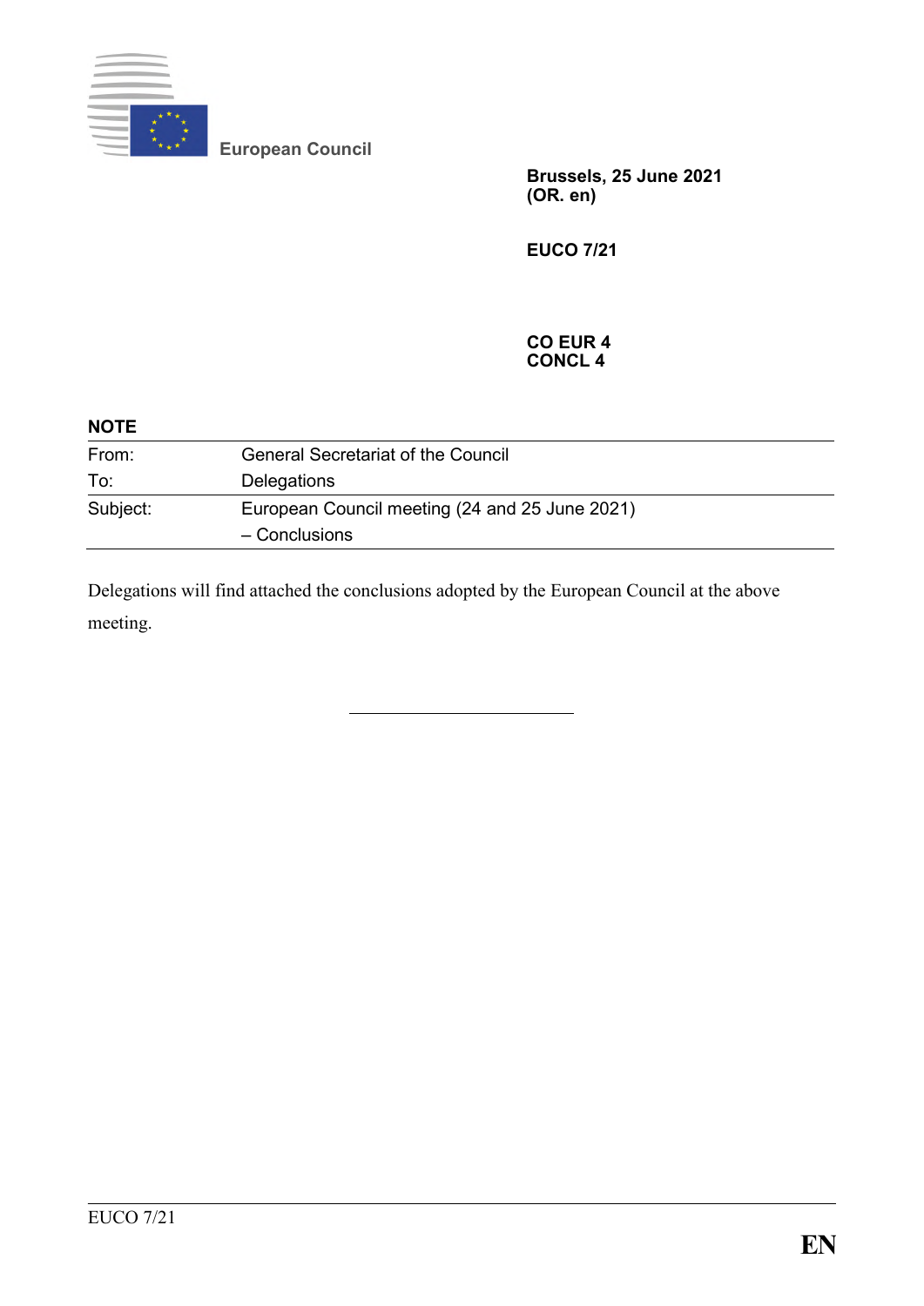European Council

**Brussels, 25 June 2021**
**(OR. en)**

**EUCO 7/21**

**CO EUR 4**
**CONCL 4**

**NOTE**

| | |
|---|---|
| From: | General Secretariat of the Council |
| To: | Delegations |
| Subject: | European Council meeting (24 and 25 June 2021) – Conclusions |

Delegations will find attached the conclusions adopted by the European Council at the above meeting.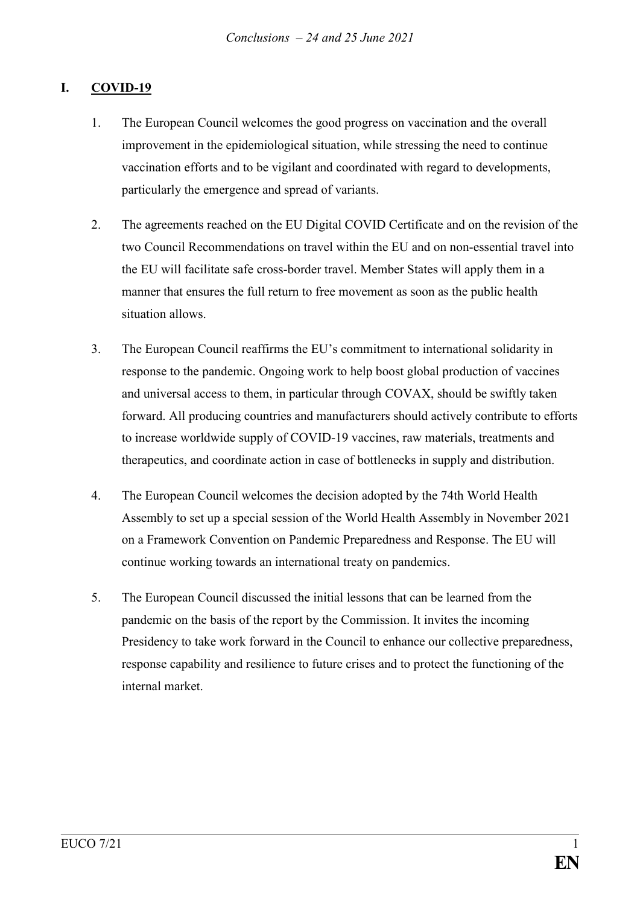## I. COVID-19

1. The European Council welcomes the good progress on vaccination and the overall improvement in the epidemiological situation, while stressing the need to continue vaccination efforts and to be vigilant and coordinated with regard to developments, particularly the emergence and spread of variants.

2. The agreements reached on the EU Digital COVID Certificate and on the revision of the two Council Recommendations on travel within the EU and on non-essential travel into the EU will facilitate safe cross-border travel. Member States will apply them in a manner that ensures the full return to free movement as soon as the public health situation allows.

3. The European Council reaffirms the EU's commitment to international solidarity in response to the pandemic. Ongoing work to help boost global production of vaccines and universal access to them, in particular through COVAX, should be swiftly taken forward. All producing countries and manufacturers should actively contribute to efforts to increase worldwide supply of COVID-19 vaccines, raw materials, treatments and therapeutics, and coordinate action in case of bottlenecks in supply and distribution.

4. The European Council welcomes the decision adopted by the 74th World Health Assembly to set up a special session of the World Health Assembly in November 2021 on a Framework Convention on Pandemic Preparedness and Response. The EU will continue working towards an international treaty on pandemics.

5. The European Council discussed the initial lessons that can be learned from the pandemic on the basis of the report by the Commission. It invites the incoming Presidency to take work forward in the Council to enhance our collective preparedness, response capability and resilience to future crises and to protect the functioning of the internal market.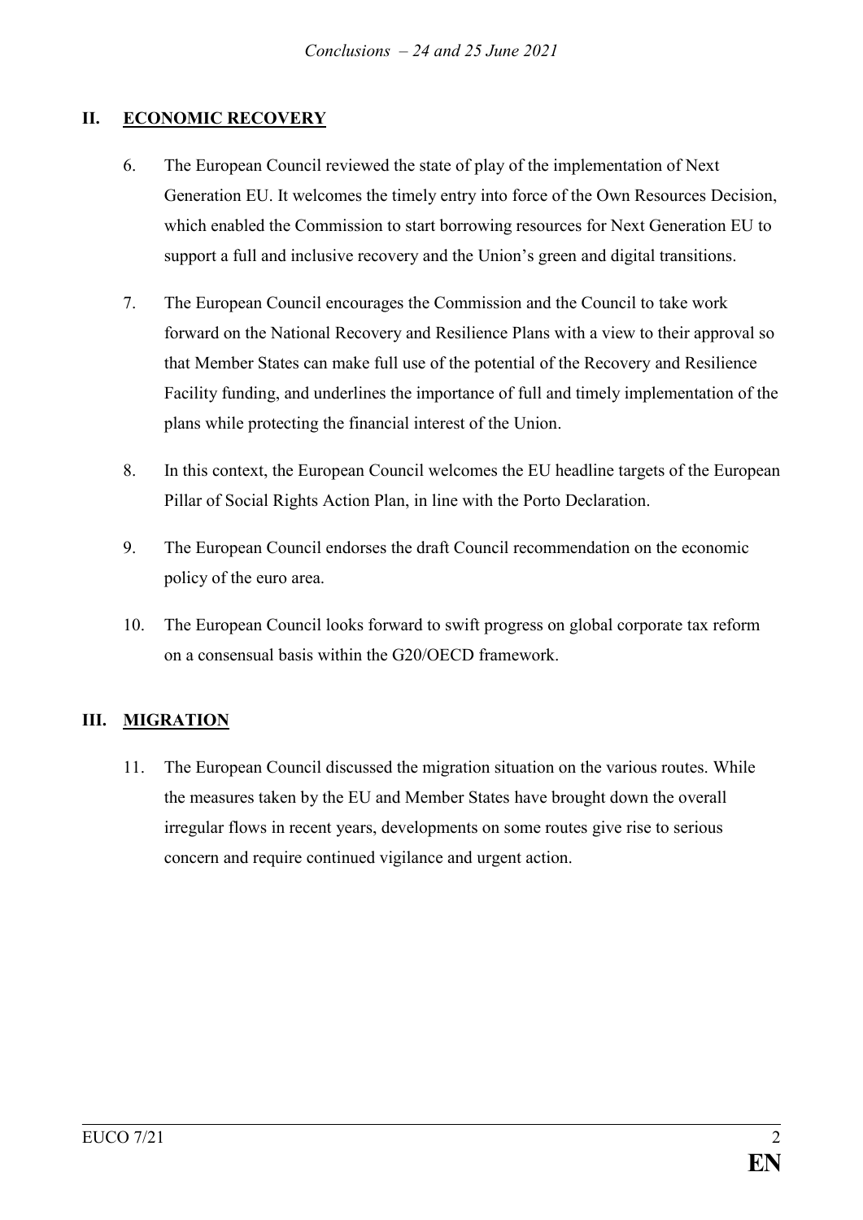## II. ECONOMIC RECOVERY

6. The European Council reviewed the state of play of the implementation of Next Generation EU. It welcomes the timely entry into force of the Own Resources Decision, which enabled the Commission to start borrowing resources for Next Generation EU to support a full and inclusive recovery and the Union's green and digital transitions.

7. The European Council encourages the Commission and the Council to take work forward on the National Recovery and Resilience Plans with a view to their approval so that Member States can make full use of the potential of the Recovery and Resilience Facility funding, and underlines the importance of full and timely implementation of the plans while protecting the financial interest of the Union.

8. In this context, the European Council welcomes the EU headline targets of the European Pillar of Social Rights Action Plan, in line with the Porto Declaration.

9. The European Council endorses the draft Council recommendation on the economic policy of the euro area.

10. The European Council looks forward to swift progress on global corporate tax reform on a consensual basis within the G20/OECD framework.

## III. MIGRATION

11. The European Council discussed the migration situation on the various routes. While the measures taken by the EU and Member States have brought down the overall irregular flows in recent years, developments on some routes give rise to serious concern and require continued vigilance and urgent action.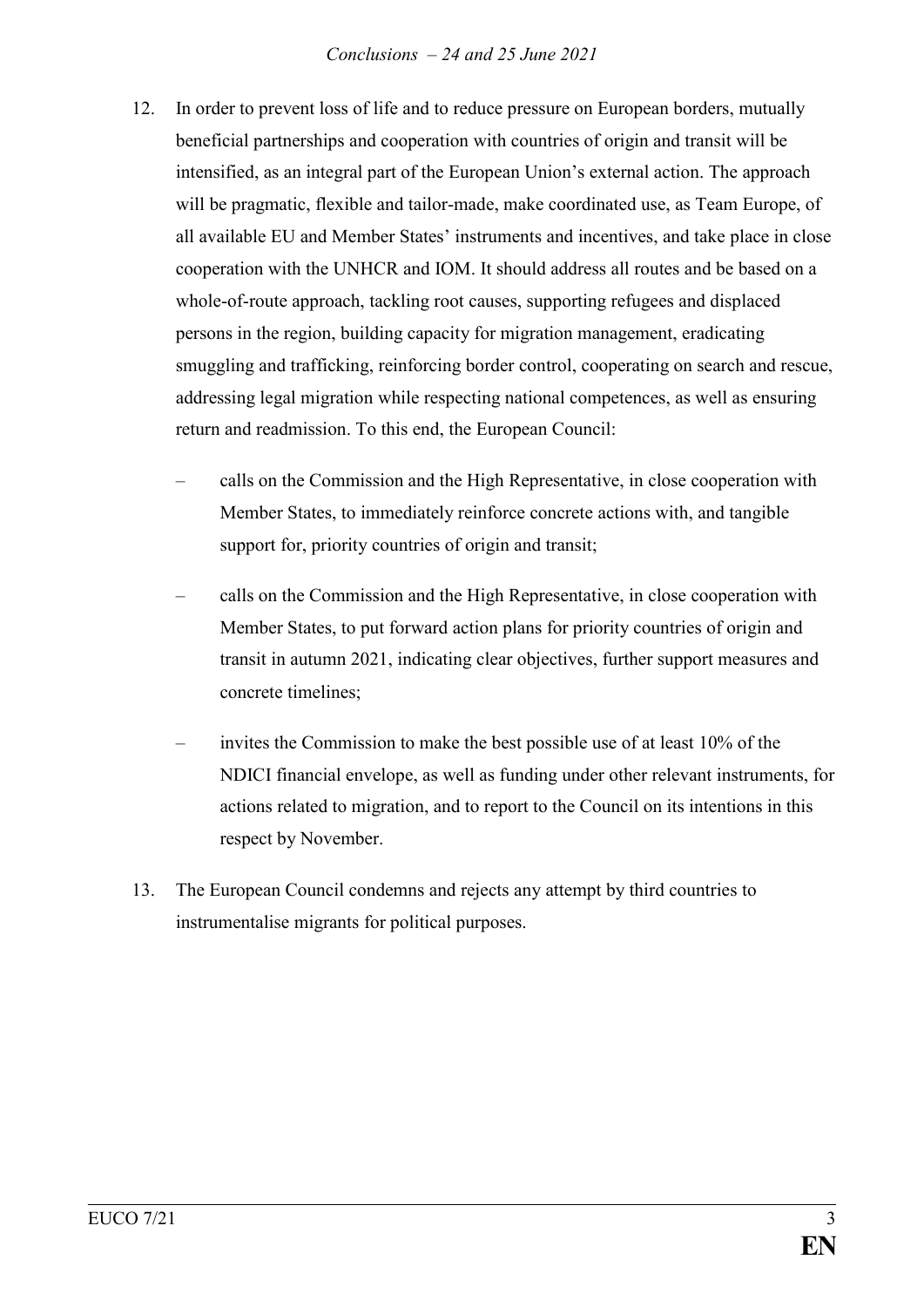12. In order to prevent loss of life and to reduce pressure on European borders, mutually beneficial partnerships and cooperation with countries of origin and transit will be intensified, as an integral part of the European Union's external action. The approach will be pragmatic, flexible and tailor-made, make coordinated use, as Team Europe, of all available EU and Member States' instruments and incentives, and take place in close cooperation with the UNHCR and IOM. It should address all routes and be based on a whole-of-route approach, tackling root causes, supporting refugees and displaced persons in the region, building capacity for migration management, eradicating smuggling and trafficking, reinforcing border control, cooperating on search and rescue, addressing legal migration while respecting national competences, as well as ensuring return and readmission. To this end, the European Council:

    – calls on the Commission and the High Representative, in close cooperation with Member States, to immediately reinforce concrete actions with, and tangible support for, priority countries of origin and transit;

    – calls on the Commission and the High Representative, in close cooperation with Member States, to put forward action plans for priority countries of origin and transit in autumn 2021, indicating clear objectives, further support measures and concrete timelines;

    – invites the Commission to make the best possible use of at least 10% of the NDICI financial envelope, as well as funding under other relevant instruments, for actions related to migration, and to report to the Council on its intentions in this respect by November.

13. The European Council condemns and rejects any attempt by third countries to instrumentalise migrants for political purposes.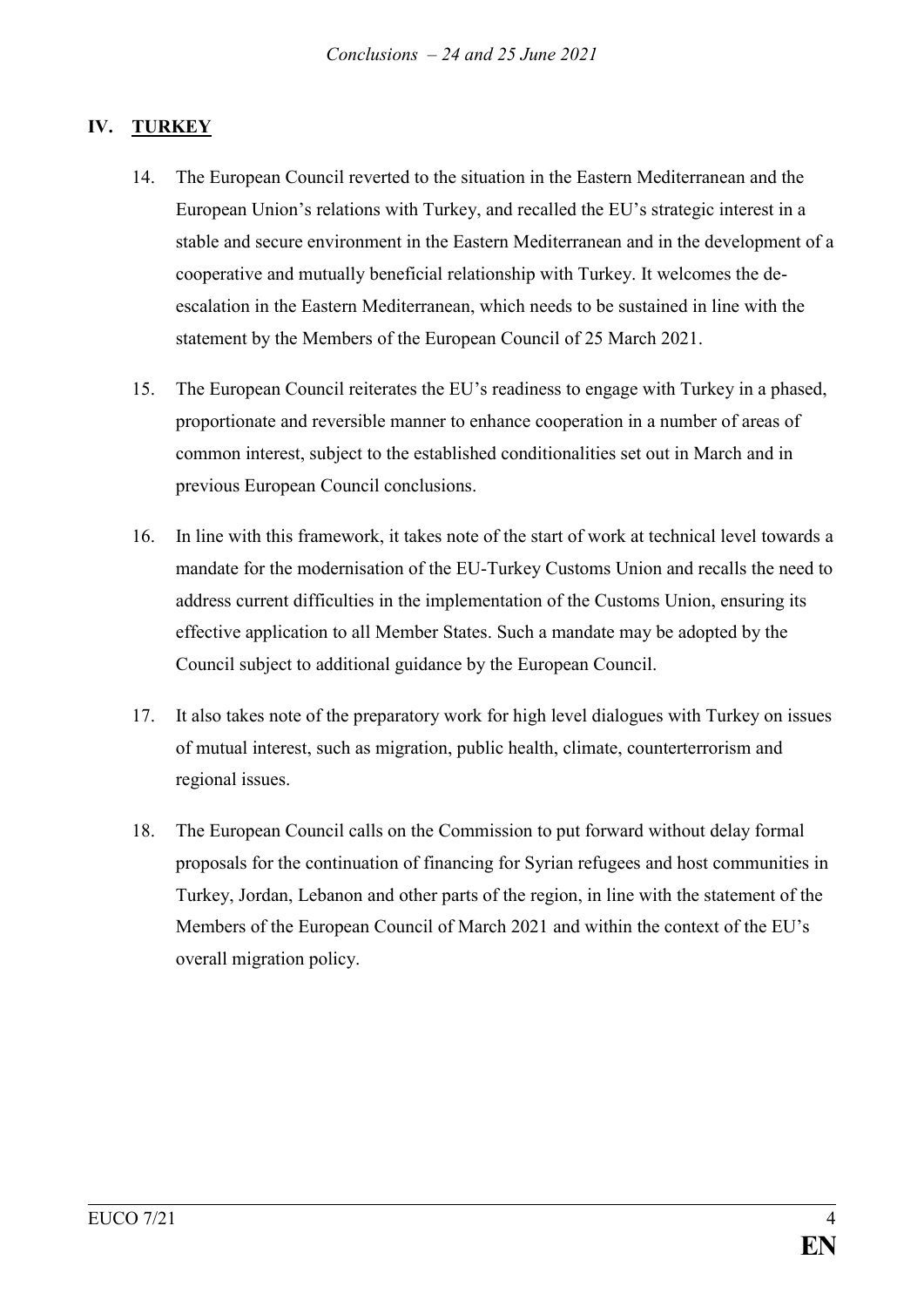## IV. TURKEY

14. The European Council reverted to the situation in the Eastern Mediterranean and the European Union's relations with Turkey, and recalled the EU's strategic interest in a stable and secure environment in the Eastern Mediterranean and in the development of a cooperative and mutually beneficial relationship with Turkey. It welcomes the de-escalation in the Eastern Mediterranean, which needs to be sustained in line with the statement by the Members of the European Council of 25 March 2021.

15. The European Council reiterates the EU's readiness to engage with Turkey in a phased, proportionate and reversible manner to enhance cooperation in a number of areas of common interest, subject to the established conditionalities set out in March and in previous European Council conclusions.

16. In line with this framework, it takes note of the start of work at technical level towards a mandate for the modernisation of the EU-Turkey Customs Union and recalls the need to address current difficulties in the implementation of the Customs Union, ensuring its effective application to all Member States. Such a mandate may be adopted by the Council subject to additional guidance by the European Council.

17. It also takes note of the preparatory work for high level dialogues with Turkey on issues of mutual interest, such as migration, public health, climate, counterterrorism and regional issues.

18. The European Council calls on the Commission to put forward without delay formal proposals for the continuation of financing for Syrian refugees and host communities in Turkey, Jordan, Lebanon and other parts of the region, in line with the statement of the Members of the European Council of March 2021 and within the context of the EU's overall migration policy.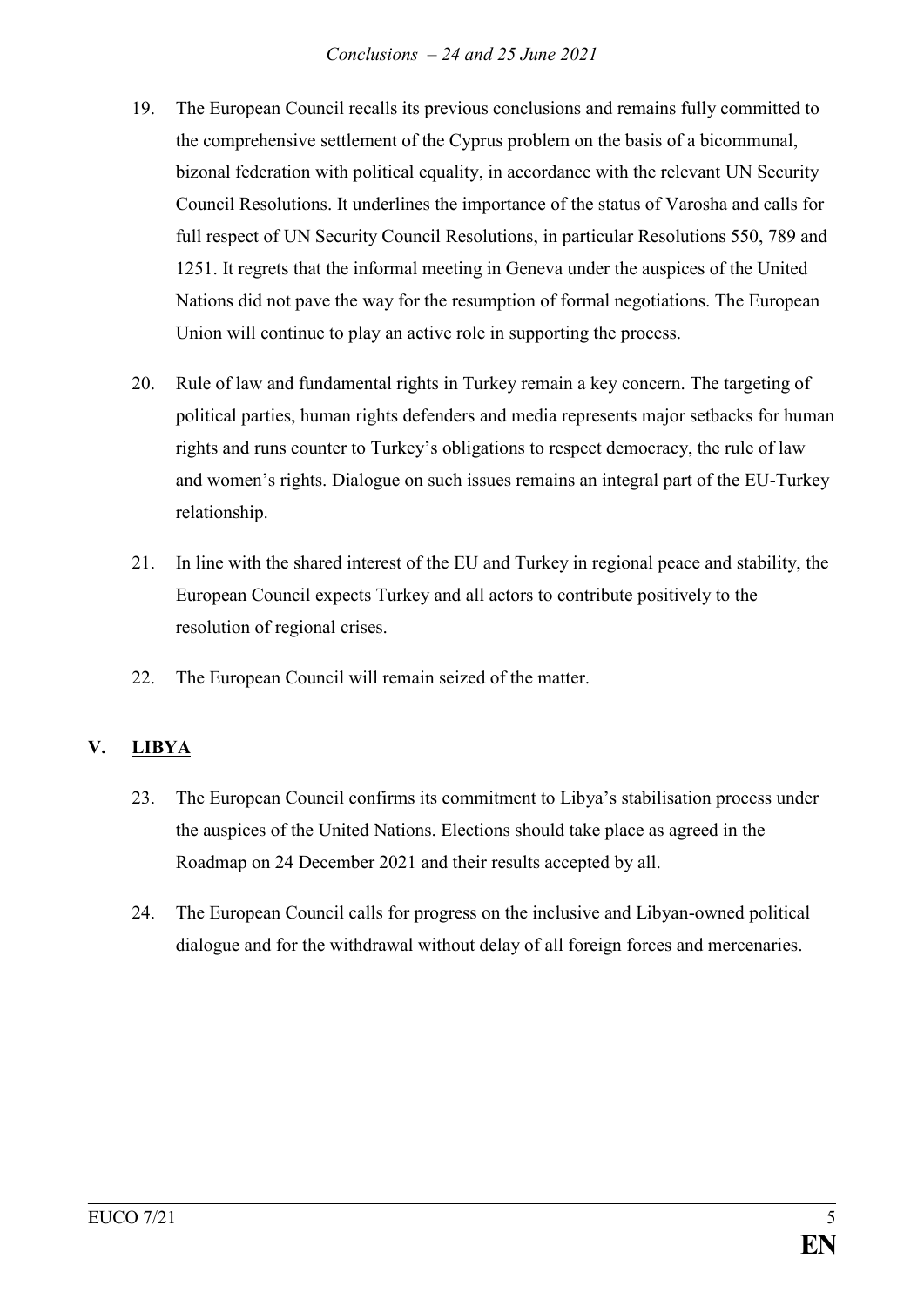19. The European Council recalls its previous conclusions and remains fully committed to the comprehensive settlement of the Cyprus problem on the basis of a bicommunal, bizonal federation with political equality, in accordance with the relevant UN Security Council Resolutions. It underlines the importance of the status of Varosha and calls for full respect of UN Security Council Resolutions, in particular Resolutions 550, 789 and 1251. It regrets that the informal meeting in Geneva under the auspices of the United Nations did not pave the way for the resumption of formal negotiations. The European Union will continue to play an active role in supporting the process.

20. Rule of law and fundamental rights in Turkey remain a key concern. The targeting of political parties, human rights defenders and media represents major setbacks for human rights and runs counter to Turkey's obligations to respect democracy, the rule of law and women's rights. Dialogue on such issues remains an integral part of the EU-Turkey relationship.

21. In line with the shared interest of the EU and Turkey in regional peace and stability, the European Council expects Turkey and all actors to contribute positively to the resolution of regional crises.

22. The European Council will remain seized of the matter.

## V. LIBYA

23. The European Council confirms its commitment to Libya's stabilisation process under the auspices of the United Nations. Elections should take place as agreed in the Roadmap on 24 December 2021 and their results accepted by all.

24. The European Council calls for progress on the inclusive and Libyan-owned political dialogue and for the withdrawal without delay of all foreign forces and mercenaries.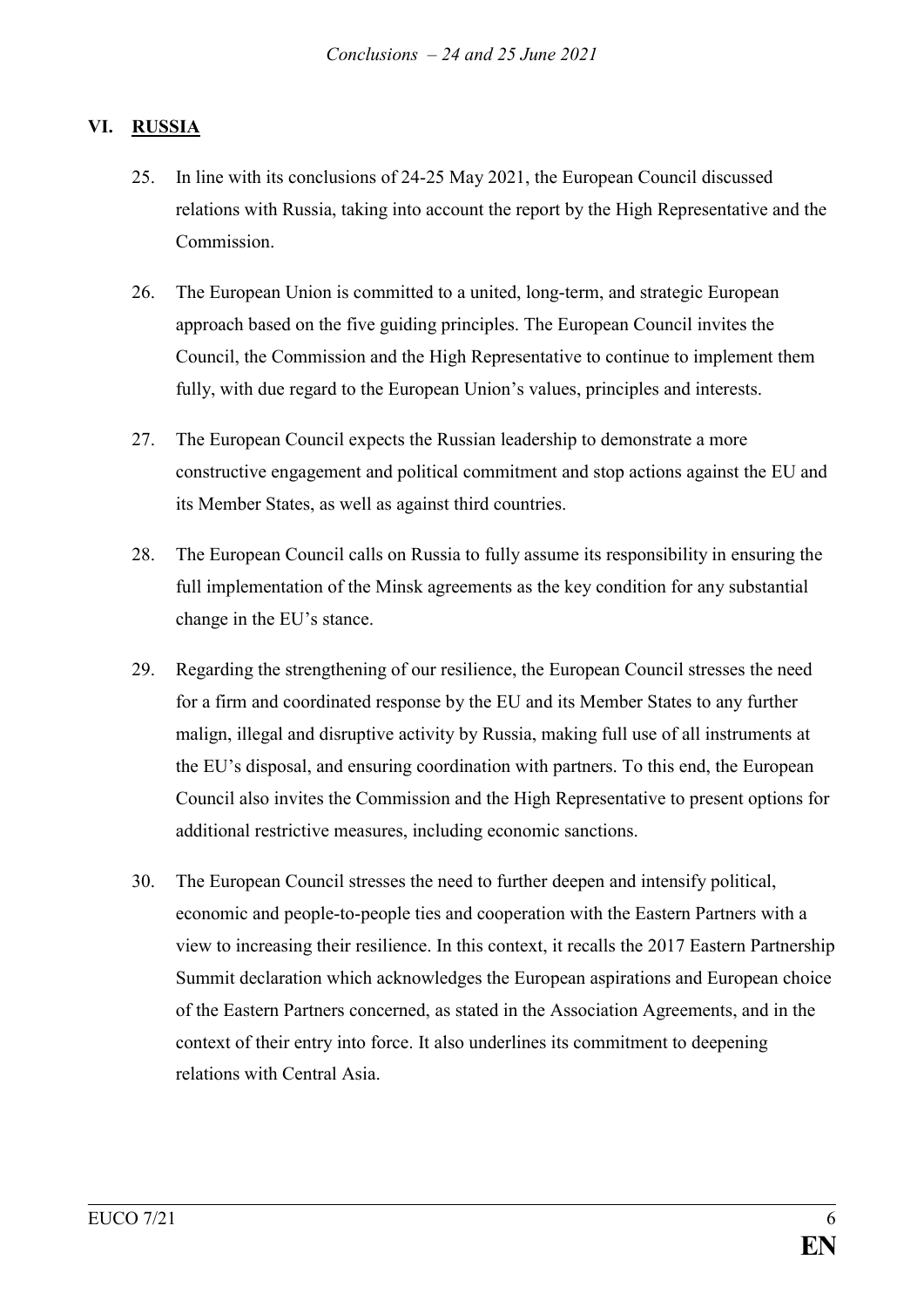## VI. RUSSIA

25. In line with its conclusions of 24-25 May 2021, the European Council discussed relations with Russia, taking into account the report by the High Representative and the Commission.

26. The European Union is committed to a united, long-term, and strategic European approach based on the five guiding principles. The European Council invites the Council, the Commission and the High Representative to continue to implement them fully, with due regard to the European Union's values, principles and interests.

27. The European Council expects the Russian leadership to demonstrate a more constructive engagement and political commitment and stop actions against the EU and its Member States, as well as against third countries.

28. The European Council calls on Russia to fully assume its responsibility in ensuring the full implementation of the Minsk agreements as the key condition for any substantial change in the EU's stance.

29. Regarding the strengthening of our resilience, the European Council stresses the need for a firm and coordinated response by the EU and its Member States to any further malign, illegal and disruptive activity by Russia, making full use of all instruments at the EU's disposal, and ensuring coordination with partners. To this end, the European Council also invites the Commission and the High Representative to present options for additional restrictive measures, including economic sanctions.

30. The European Council stresses the need to further deepen and intensify political, economic and people-to-people ties and cooperation with the Eastern Partners with a view to increasing their resilience. In this context, it recalls the 2017 Eastern Partnership Summit declaration which acknowledges the European aspirations and European choice of the Eastern Partners concerned, as stated in the Association Agreements, and in the context of their entry into force. It also underlines its commitment to deepening relations with Central Asia.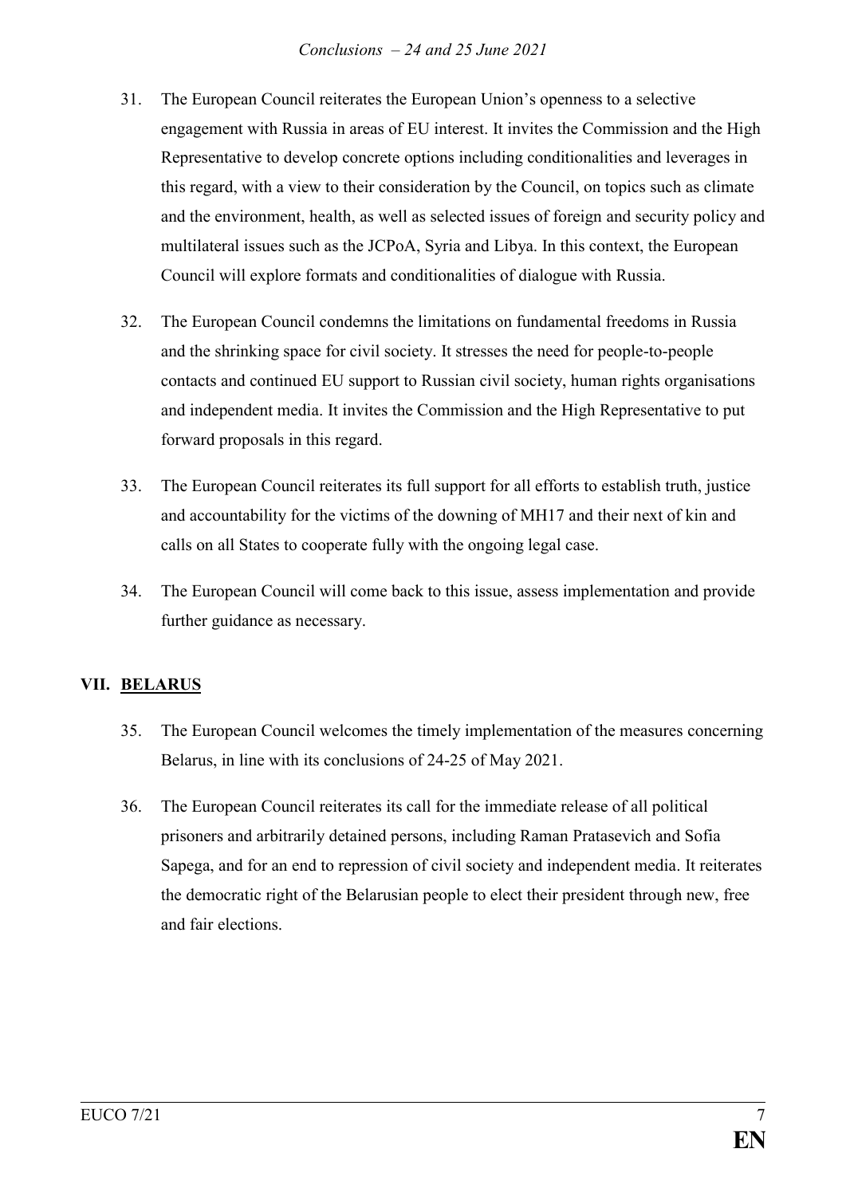31. The European Council reiterates the European Union's openness to a selective engagement with Russia in areas of EU interest. It invites the Commission and the High Representative to develop concrete options including conditionalities and leverages in this regard, with a view to their consideration by the Council, on topics such as climate and the environment, health, as well as selected issues of foreign and security policy and multilateral issues such as the JCPoA, Syria and Libya. In this context, the European Council will explore formats and conditionalities of dialogue with Russia.

32. The European Council condemns the limitations on fundamental freedoms in Russia and the shrinking space for civil society. It stresses the need for people-to-people contacts and continued EU support to Russian civil society, human rights organisations and independent media. It invites the Commission and the High Representative to put forward proposals in this regard.

33. The European Council reiterates its full support for all efforts to establish truth, justice and accountability for the victims of the downing of MH17 and their next of kin and calls on all States to cooperate fully with the ongoing legal case.

34. The European Council will come back to this issue, assess implementation and provide further guidance as necessary.

## VII. BELARUS

35. The European Council welcomes the timely implementation of the measures concerning Belarus, in line with its conclusions of 24-25 of May 2021.

36. The European Council reiterates its call for the immediate release of all political prisoners and arbitrarily detained persons, including Raman Pratasevich and Sofia Sapega, and for an end to repression of civil society and independent media. It reiterates the democratic right of the Belarusian people to elect their president through new, free and fair elections.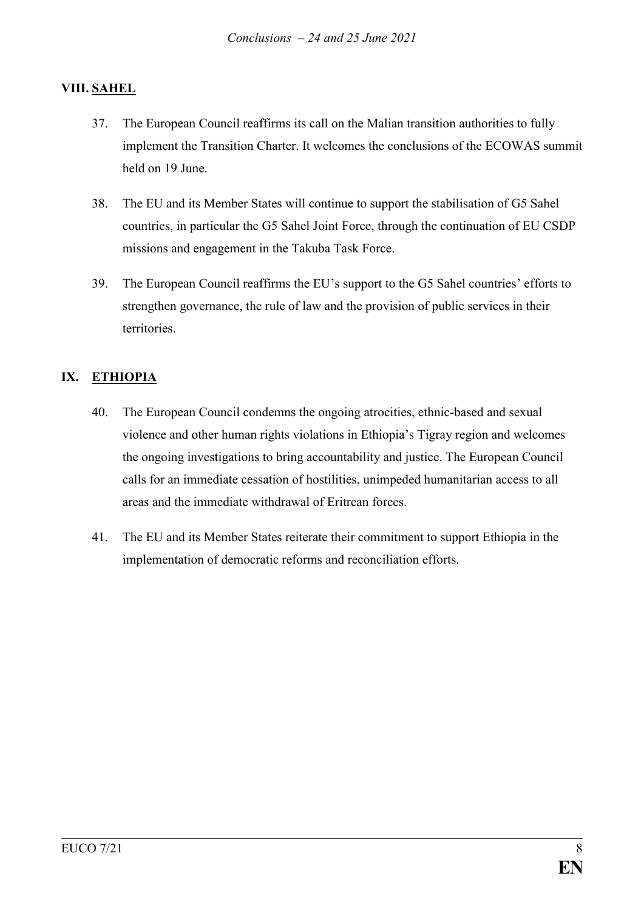## VIII. SAHEL

37. The European Council reaffirms its call on the Malian transition authorities to fully implement the Transition Charter. It welcomes the conclusions of the ECOWAS summit held on 19 June.

38. The EU and its Member States will continue to support the stabilisation of G5 Sahel countries, in particular the G5 Sahel Joint Force, through the continuation of EU CSDP missions and engagement in the Takuba Task Force.

39. The European Council reaffirms the EU's support to the G5 Sahel countries' efforts to strengthen governance, the rule of law and the provision of public services in their territories.

## IX. ETHIOPIA

40. The European Council condemns the ongoing atrocities, ethnic-based and sexual violence and other human rights violations in Ethiopia's Tigray region and welcomes the ongoing investigations to bring accountability and justice. The European Council calls for an immediate cessation of hostilities, unimpeded humanitarian access to all areas and the immediate withdrawal of Eritrean forces.

41. The EU and its Member States reiterate their commitment to support Ethiopia in the implementation of democratic reforms and reconciliation efforts.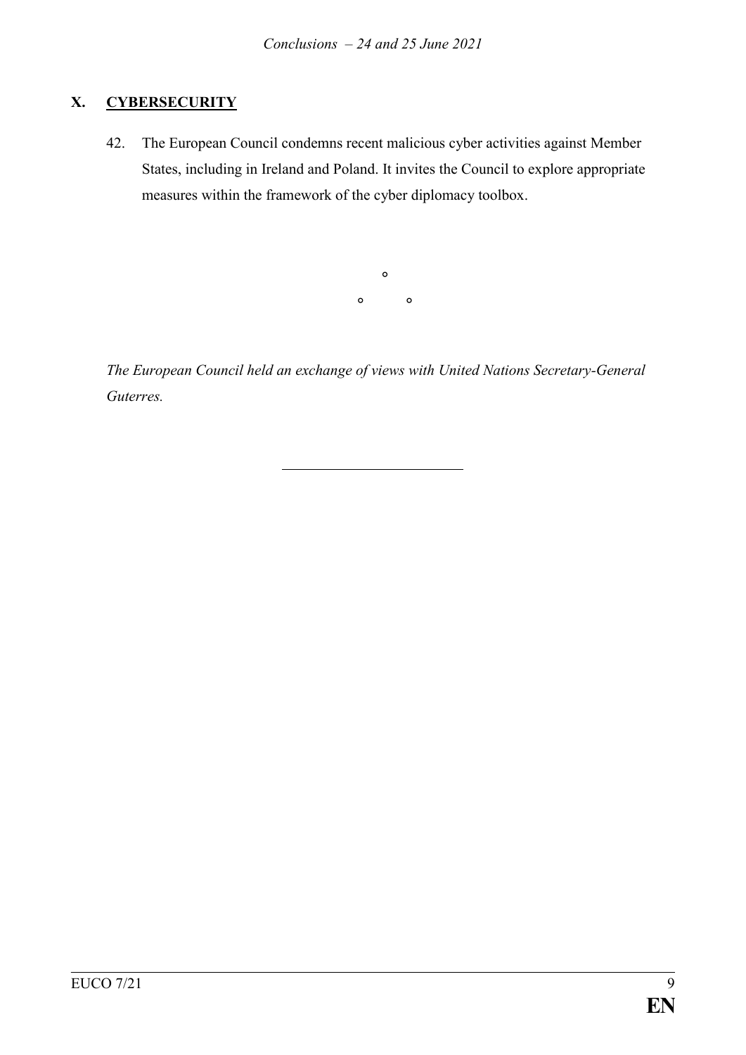## X. CYBERSECURITY

42. The European Council condemns recent malicious cyber activities against Member States, including in Ireland and Poland. It invites the Council to explore appropriate measures within the framework of the cyber diplomacy toolbox.

°

° °

*The European Council held an exchange of views with United Nations Secretary-General Guterres.*